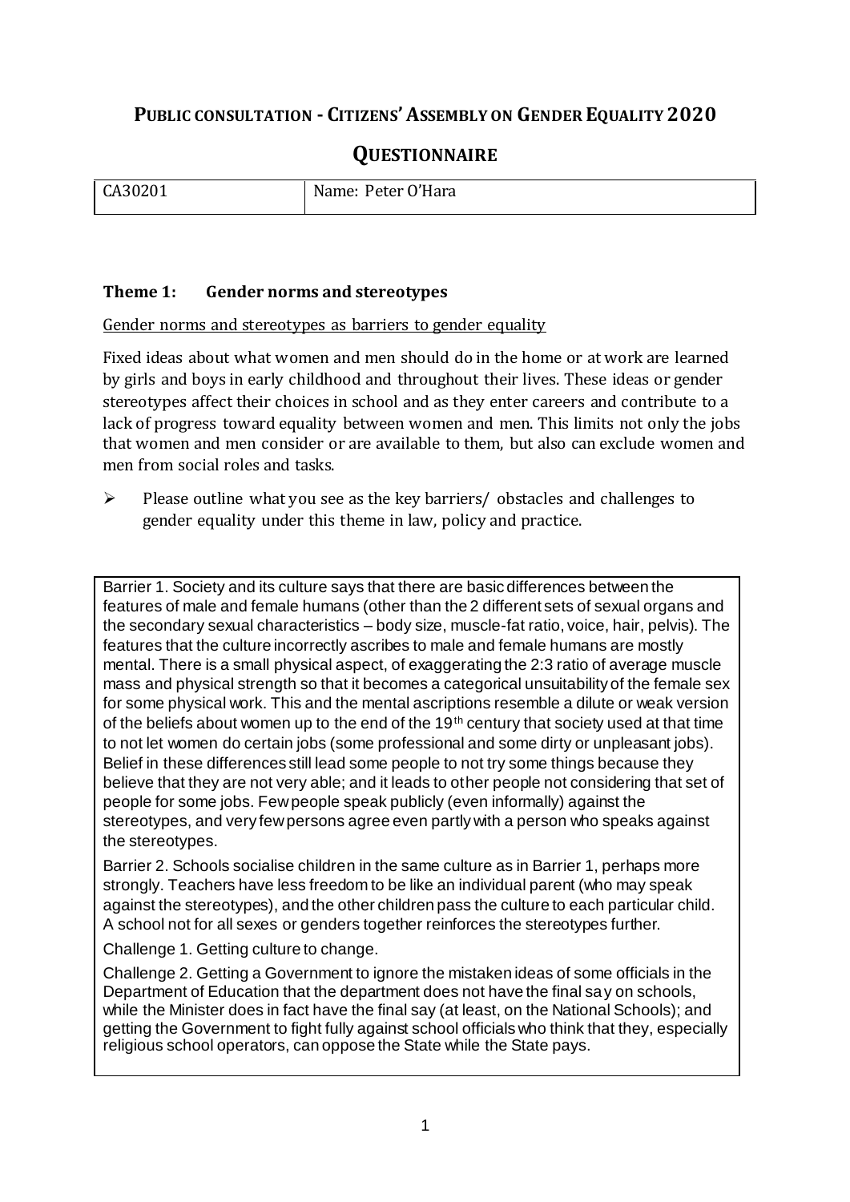# PUBLIC CONSULTATION - CITIZENS' ASSEMBLY ON GENDER EQUALITY 2020

## QUESTIONNAIRE

| CA30201 | Name: Peter O'Hara |
|---|---|

### Theme 1: Gender norms and stereotypes

Gender norms and stereotypes as barriers to gender equality

Fixed ideas about what women and men should do in the home or at work are learned by girls and boys in early childhood and throughout their lives. These ideas or gender stereotypes affect their choices in school and as they enter careers and contribute to a lack of progress toward equality between women and men. This limits not only the jobs that women and men consider or are available to them, but also can exclude women and men from social roles and tasks.

- Please outline what you see as the key barriers/ obstacles and challenges to gender equality under this theme in law, policy and practice.

Barrier 1. Society and its culture says that there are basic differences between the features of male and female humans (other than the 2 different sets of sexual organs and the secondary sexual characteristics – body size, muscle-fat ratio, voice, hair, pelvis). The features that the culture incorrectly ascribes to male and female humans are mostly mental. There is a small physical aspect, of exaggerating the 2:3 ratio of average muscle mass and physical strength so that it becomes a categorical unsuitability of the female sex for some physical work. This and the mental ascriptions resemble a dilute or weak version of the beliefs about women up to the end of the 19th century that society used at that time to not let women do certain jobs (some professional and some dirty or unpleasant jobs). Belief in these differences still lead some people to not try some things because they believe that they are not very able; and it leads to other people not considering that set of people for some jobs. Few people speak publicly (even informally) against the stereotypes, and very few persons agree even partly with a person who speaks against the stereotypes.

Barrier 2. Schools socialise children in the same culture as in Barrier 1, perhaps more strongly. Teachers have less freedom to be like an individual parent (who may speak against the stereotypes), and the other children pass the culture to each particular child. A school not for all sexes or genders together reinforces the stereotypes further.

Challenge 1. Getting culture to change.

Challenge 2. Getting a Government to ignore the mistaken ideas of some officials in the Department of Education that the department does not have the final say on schools, while the Minister does in fact have the final say (at least, on the National Schools); and getting the Government to fight fully against school officials who think that they, especially religious school operators, can oppose the State while the State pays.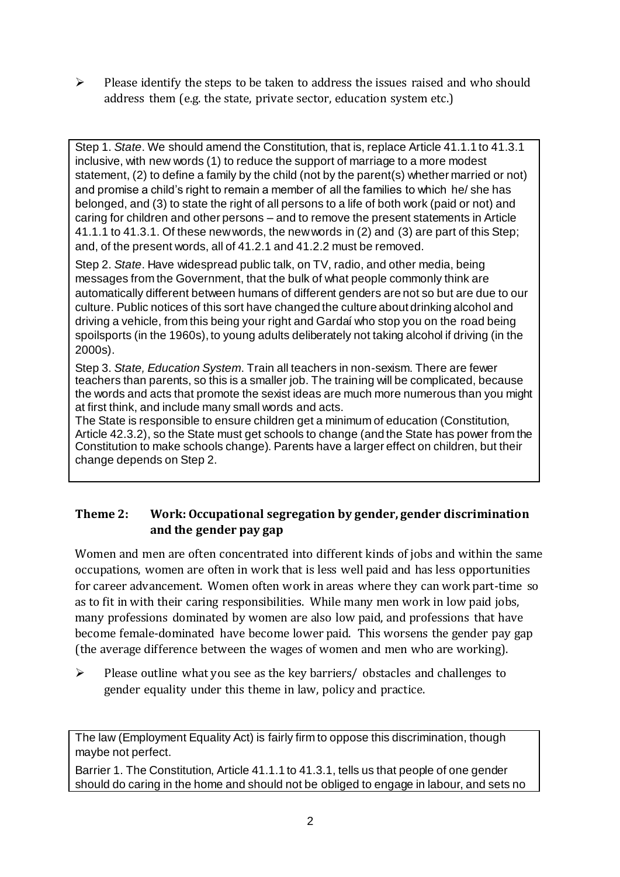- Please identify the steps to be taken to address the issues raised and who should address them (e.g. the state, private sector, education system etc.)

Step 1. *State*. We should amend the Constitution, that is, replace Article 41.1.1 to 41.3.1 inclusive, with new words (1) to reduce the support of marriage to a more modest statement, (2) to define a family by the child (not by the parent(s) whether married or not) and promise a child's right to remain a member of all the families to which he/ she has belonged, and (3) to state the right of all persons to a life of both work (paid or not) and caring for children and other persons – and to remove the present statements in Article 41.1.1 to 41.3.1. Of these new words, the new words in (2) and (3) are part of this Step; and, of the present words, all of 41.2.1 and 41.2.2 must be removed.

Step 2. *State*. Have widespread public talk, on TV, radio, and other media, being messages from the Government, that the bulk of what people commonly think are automatically different between humans of different genders are not so but are due to our culture. Public notices of this sort have changed the culture about drinking alcohol and driving a vehicle, from this being your right and Gardaí who stop you on the road being spoilsports (in the 1960s), to young adults deliberately not taking alcohol if driving (in the 2000s).

Step 3. *State, Education System*. Train all teachers in non-sexism. There are fewer teachers than parents, so this is a smaller job. The training will be complicated, because the words and acts that promote the sexist ideas are much more numerous than you might at first think, and include many small words and acts.

The State is responsible to ensure children get a minimum of education (Constitution, Article 42.3.2), so the State must get schools to change (and the State has power from the Constitution to make schools change). Parents have a larger effect on children, but their change depends on Step 2.

## Theme 2: Work: Occupational segregation by gender, gender discrimination and the gender pay gap

Women and men are often concentrated into different kinds of jobs and within the same occupations, women are often in work that is less well paid and has less opportunities for career advancement. Women often work in areas where they can work part-time so as to fit in with their caring responsibilities. While many men work in low paid jobs, many professions dominated by women are also low paid, and professions that have become female-dominated have become lower paid. This worsens the gender pay gap (the average difference between the wages of women and men who are working).

- Please outline what you see as the key barriers/ obstacles and challenges to gender equality under this theme in law, policy and practice.

The law (Employment Equality Act) is fairly firm to oppose this discrimination, though maybe not perfect.

Barrier 1. The Constitution, Article 41.1.1 to 41.3.1, tells us that people of one gender should do caring in the home and should not be obliged to engage in labour, and sets no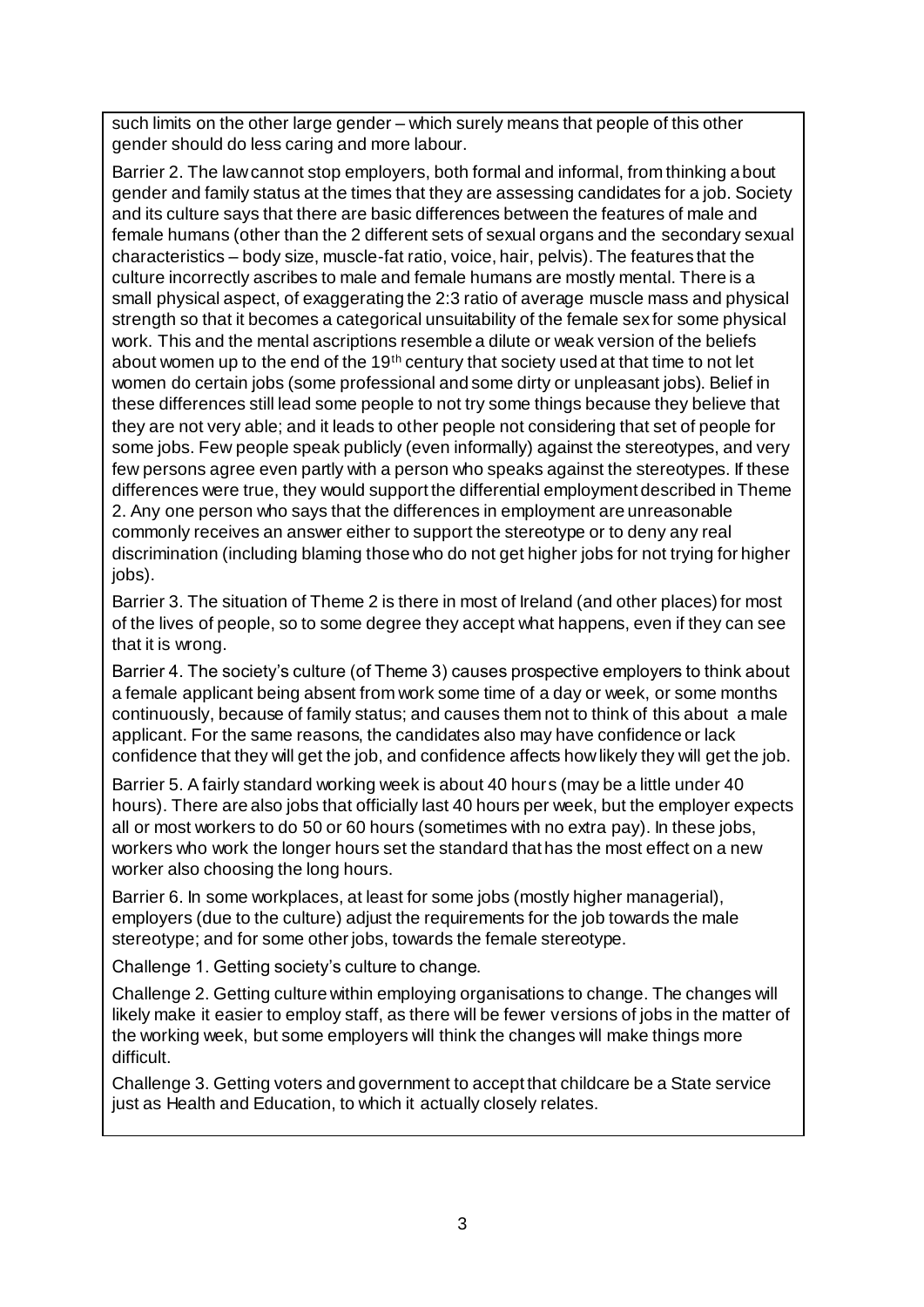such limits on the other large gender – which surely means that people of this other gender should do less caring and more labour.

Barrier 2. The law cannot stop employers, both formal and informal, from thinking about gender and family status at the times that they are assessing candidates for a job. Society and its culture says that there are basic differences between the features of male and female humans (other than the 2 different sets of sexual organs and the secondary sexual characteristics – body size, muscle-fat ratio, voice, hair, pelvis). The features that the culture incorrectly ascribes to male and female humans are mostly mental. There is a small physical aspect, of exaggerating the 2:3 ratio of average muscle mass and physical strength so that it becomes a categorical unsuitability of the female sex for some physical work. This and the mental ascriptions resemble a dilute or weak version of the beliefs about women up to the end of the 19th century that society used at that time to not let women do certain jobs (some professional and some dirty or unpleasant jobs). Belief in these differences still lead some people to not try some things because they believe that they are not very able; and it leads to other people not considering that set of people for some jobs. Few people speak publicly (even informally) against the stereotypes, and very few persons agree even partly with a person who speaks against the stereotypes. If these differences were true, they would support the differential employment described in Theme 2. Any one person who says that the differences in employment are unreasonable commonly receives an answer either to support the stereotype or to deny any real discrimination (including blaming those who do not get higher jobs for not trying for higher jobs).

Barrier 3. The situation of Theme 2 is there in most of Ireland (and other places) for most of the lives of people, so to some degree they accept what happens, even if they can see that it is wrong.

Barrier 4. The society's culture (of Theme 3) causes prospective employers to think about a female applicant being absent from work some time of a day or week, or some months continuously, because of family status; and causes them not to think of this about a male applicant. For the same reasons, the candidates also may have confidence or lack confidence that they will get the job, and confidence affects how likely they will get the job.

Barrier 5. A fairly standard working week is about 40 hours (may be a little under 40 hours). There are also jobs that officially last 40 hours per week, but the employer expects all or most workers to do 50 or 60 hours (sometimes with no extra pay). In these jobs, workers who work the longer hours set the standard that has the most effect on a new worker also choosing the long hours.

Barrier 6. In some workplaces, at least for some jobs (mostly higher managerial), employers (due to the culture) adjust the requirements for the job towards the male stereotype; and for some other jobs, towards the female stereotype.

Challenge 1. Getting society's culture to change.

Challenge 2. Getting culture within employing organisations to change. The changes will likely make it easier to employ staff, as there will be fewer versions of jobs in the matter of the working week, but some employers will think the changes will make things more difficult.

Challenge 3. Getting voters and government to accept that childcare be a State service just as Health and Education, to which it actually closely relates.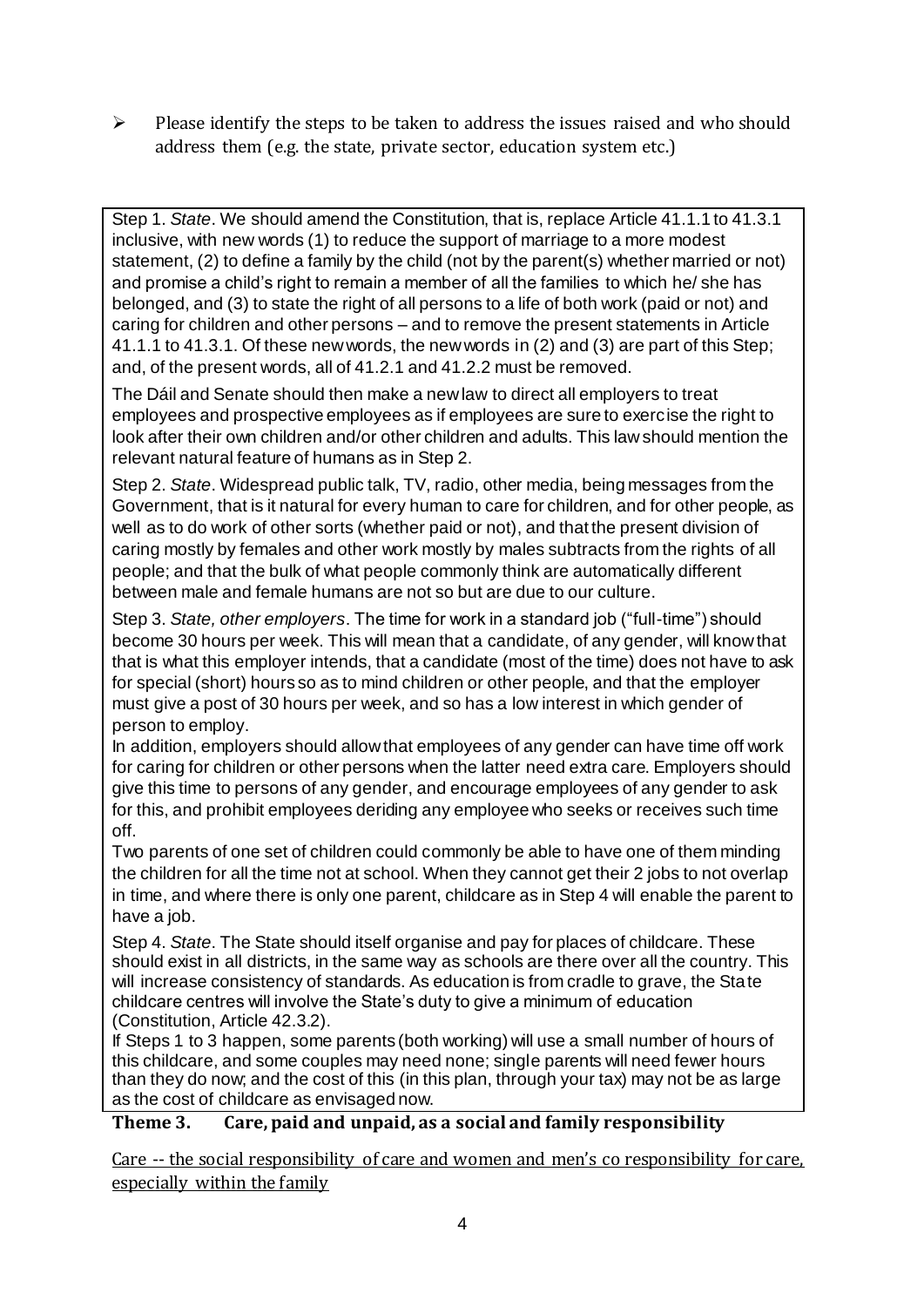- Please identify the steps to be taken to address the issues raised and who should address them (e.g. the state, private sector, education system etc.)

Step 1. *State*. We should amend the Constitution, that is, replace Article 41.1.1 to 41.3.1 inclusive, with new words (1) to reduce the support of marriage to a more modest statement, (2) to define a family by the child (not by the parent(s) whether married or not) and promise a child's right to remain a member of all the families to which he/ she has belonged, and (3) to state the right of all persons to a life of both work (paid or not) and caring for children and other persons – and to remove the present statements in Article 41.1.1 to 41.3.1. Of these new words, the new words in (2) and (3) are part of this Step; and, of the present words, all of 41.2.1 and 41.2.2 must be removed.

The Dáil and Senate should then make a new law to direct all employers to treat employees and prospective employees as if employees are sure to exercise the right to look after their own children and/or other children and adults. This law should mention the relevant natural feature of humans as in Step 2.

Step 2. *State*. Widespread public talk, TV, radio, other media, being messages from the Government, that is it natural for every human to care for children, and for other people, as well as to do work of other sorts (whether paid or not), and that the present division of caring mostly by females and other work mostly by males subtracts from the rights of all people; and that the bulk of what people commonly think are automatically different between male and female humans are not so but are due to our culture.

Step 3. *State, other employers*. The time for work in a standard job ("full-time") should become 30 hours per week. This will mean that a candidate, of any gender, will know that that is what this employer intends, that a candidate (most of the time) does not have to ask for special (short) hours so as to mind children or other people, and that the employer must give a post of 30 hours per week, and so has a low interest in which gender of person to employ.

In addition, employers should allow that employees of any gender can have time off work for caring for children or other persons when the latter need extra care. Employers should give this time to persons of any gender, and encourage employees of any gender to ask for this, and prohibit employees deriding any employee who seeks or receives such time off.

Two parents of one set of children could commonly be able to have one of them minding the children for all the time not at school. When they cannot get their 2 jobs to not overlap in time, and where there is only one parent, childcare as in Step 4 will enable the parent to have a job.

Step 4. *State*. The State should itself organise and pay for places of childcare. These should exist in all districts, in the same way as schools are there over all the country. This will increase consistency of standards. As education is from cradle to grave, the State childcare centres will involve the State's duty to give a minimum of education (Constitution, Article 42.3.2).

If Steps 1 to 3 happen, some parents (both working) will use a small number of hours of this childcare, and some couples may need none; single parents will need fewer hours than they do now; and the cost of this (in this plan, through your tax) may not be as large as the cost of childcare as envisaged now.

## Theme 3. Care, paid and unpaid, as a social and family responsibility

Care -- the social responsibility of care and women and men's co responsibility for care, especially within the family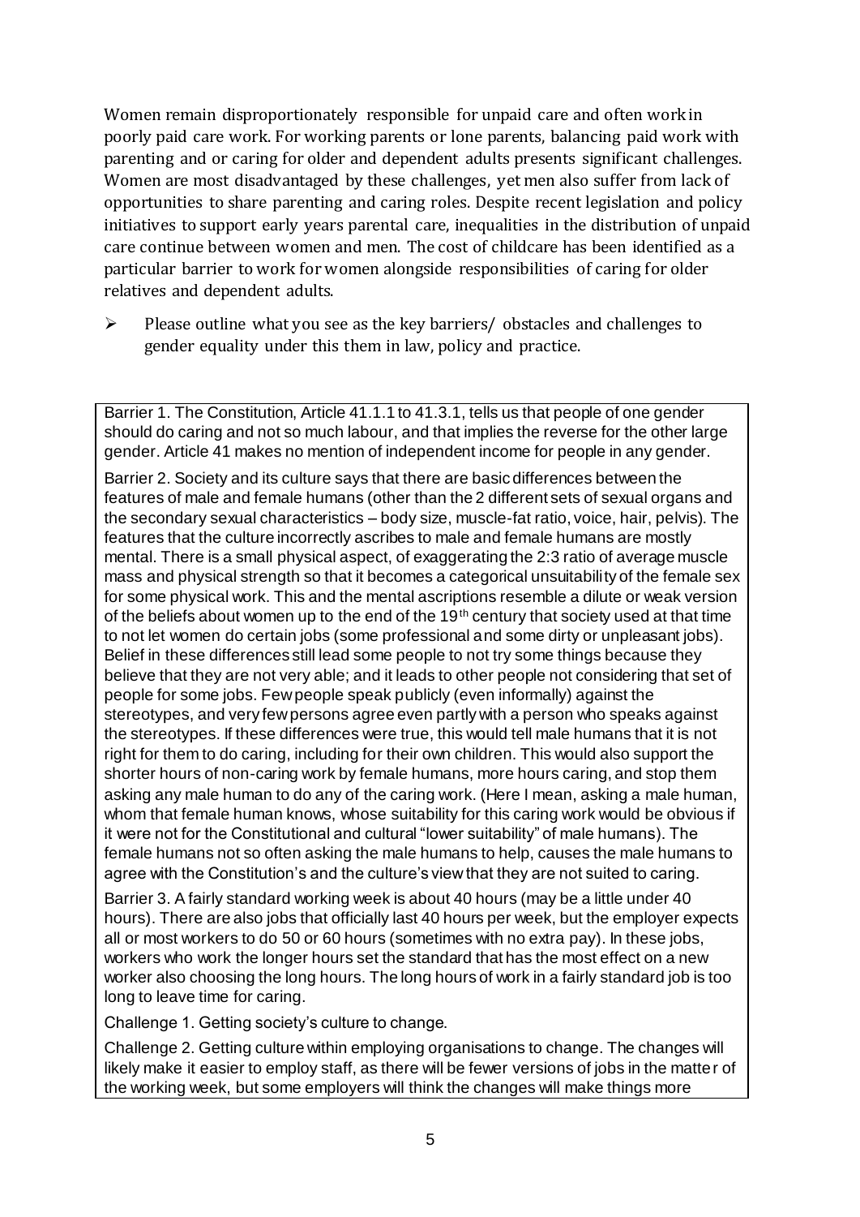Women remain disproportionately responsible for unpaid care and often work in poorly paid care work. For working parents or lone parents, balancing paid work with parenting and or caring for older and dependent adults presents significant challenges. Women are most disadvantaged by these challenges, yet men also suffer from lack of opportunities to share parenting and caring roles. Despite recent legislation and policy initiatives to support early years parental care, inequalities in the distribution of unpaid care continue between women and men. The cost of childcare has been identified as a particular barrier to work for women alongside responsibilities of caring for older relatives and dependent adults.

- Please outline what you see as the key barriers/ obstacles and challenges to gender equality under this them in law, policy and practice.

Barrier 1. The Constitution, Article 41.1.1 to 41.3.1, tells us that people of one gender should do caring and not so much labour, and that implies the reverse for the other large gender. Article 41 makes no mention of independent income for people in any gender.

Barrier 2. Society and its culture says that there are basic differences between the features of male and female humans (other than the 2 different sets of sexual organs and the secondary sexual characteristics – body size, muscle-fat ratio, voice, hair, pelvis). The features that the culture incorrectly ascribes to male and female humans are mostly mental. There is a small physical aspect, of exaggerating the 2:3 ratio of average muscle mass and physical strength so that it becomes a categorical unsuitability of the female sex for some physical work. This and the mental ascriptions resemble a dilute or weak version of the beliefs about women up to the end of the 19th century that society used at that time to not let women do certain jobs (some professional and some dirty or unpleasant jobs). Belief in these differences still lead some people to not try some things because they believe that they are not very able; and it leads to other people not considering that set of people for some jobs. Few people speak publicly (even informally) against the stereotypes, and very few persons agree even partly with a person who speaks against the stereotypes. If these differences were true, this would tell male humans that it is not right for them to do caring, including for their own children. This would also support the shorter hours of non-caring work by female humans, more hours caring, and stop them asking any male human to do any of the caring work. (Here I mean, asking a male human, whom that female human knows, whose suitability for this caring work would be obvious if it were not for the Constitutional and cultural "lower suitability" of male humans). The female humans not so often asking the male humans to help, causes the male humans to agree with the Constitution's and the culture's view that they are not suited to caring.

Barrier 3. A fairly standard working week is about 40 hours (may be a little under 40 hours). There are also jobs that officially last 40 hours per week, but the employer expects all or most workers to do 50 or 60 hours (sometimes with no extra pay). In these jobs, workers who work the longer hours set the standard that has the most effect on a new worker also choosing the long hours. The long hours of work in a fairly standard job is too long to leave time for caring.

Challenge 1. Getting society's culture to change.

Challenge 2. Getting culture within employing organisations to change. The changes will likely make it easier to employ staff, as there will be fewer versions of jobs in the matter of the working week, but some employers will think the changes will make things more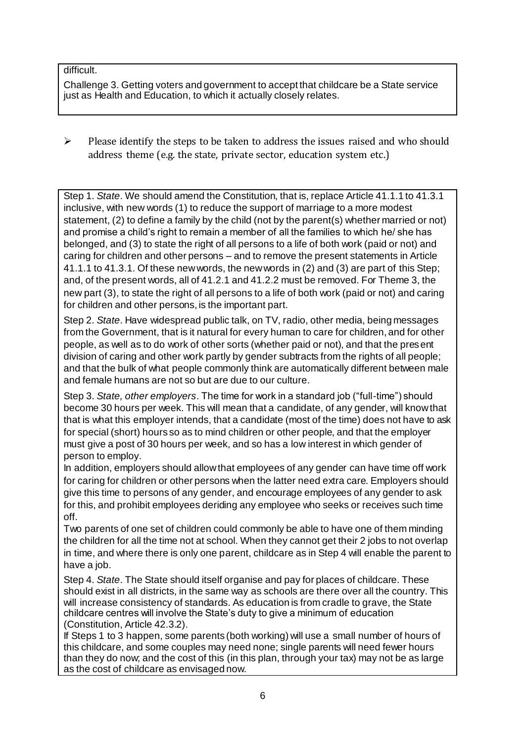difficult.

Challenge 3. Getting voters and government to accept that childcare be a State service just as Health and Education, to which it actually closely relates.

- Please identify the steps to be taken to address the issues raised and who should address theme (e.g. the state, private sector, education system etc.)

Step 1. *State*. We should amend the Constitution, that is, replace Article 41.1.1 to 41.3.1 inclusive, with new words (1) to reduce the support of marriage to a more modest statement, (2) to define a family by the child (not by the parent(s) whether married or not) and promise a child's right to remain a member of all the families to which he/ she has belonged, and (3) to state the right of all persons to a life of both work (paid or not) and caring for children and other persons – and to remove the present statements in Article 41.1.1 to 41.3.1. Of these new words, the new words in (2) and (3) are part of this Step; and, of the present words, all of 41.2.1 and 41.2.2 must be removed. For Theme 3, the new part (3), to state the right of all persons to a life of both work (paid or not) and caring for children and other persons, is the important part.

Step 2. *State*. Have widespread public talk, on TV, radio, other media, being messages from the Government, that is it natural for every human to care for children, and for other people, as well as to do work of other sorts (whether paid or not), and that the present division of caring and other work partly by gender subtracts from the rights of all people; and that the bulk of what people commonly think are automatically different between male and female humans are not so but are due to our culture.

Step 3. *State, other employers*. The time for work in a standard job ("full-time") should become 30 hours per week. This will mean that a candidate, of any gender, will know that that is what this employer intends, that a candidate (most of the time) does not have to ask for special (short) hours so as to mind children or other people, and that the employer must give a post of 30 hours per week, and so has a low interest in which gender of person to employ.
In addition, employers should allow that employees of any gender can have time off work for caring for children or other persons when the latter need extra care. Employers should give this time to persons of any gender, and encourage employees of any gender to ask for this, and prohibit employees deriding any employee who seeks or receives such time off.
Two parents of one set of children could commonly be able to have one of them minding the children for all the time not at school. When they cannot get their 2 jobs to not overlap in time, and where there is only one parent, childcare as in Step 4 will enable the parent to have a job.

Step 4. *State*. The State should itself organise and pay for places of childcare. These should exist in all districts, in the same way as schools are there over all the country. This will increase consistency of standards. As education is from cradle to grave, the State childcare centres will involve the State's duty to give a minimum of education (Constitution, Article 42.3.2).
If Steps 1 to 3 happen, some parents (both working) will use a small number of hours of this childcare, and some couples may need none; single parents will need fewer hours than they do now; and the cost of this (in this plan, through your tax) may not be as large as the cost of childcare as envisaged now.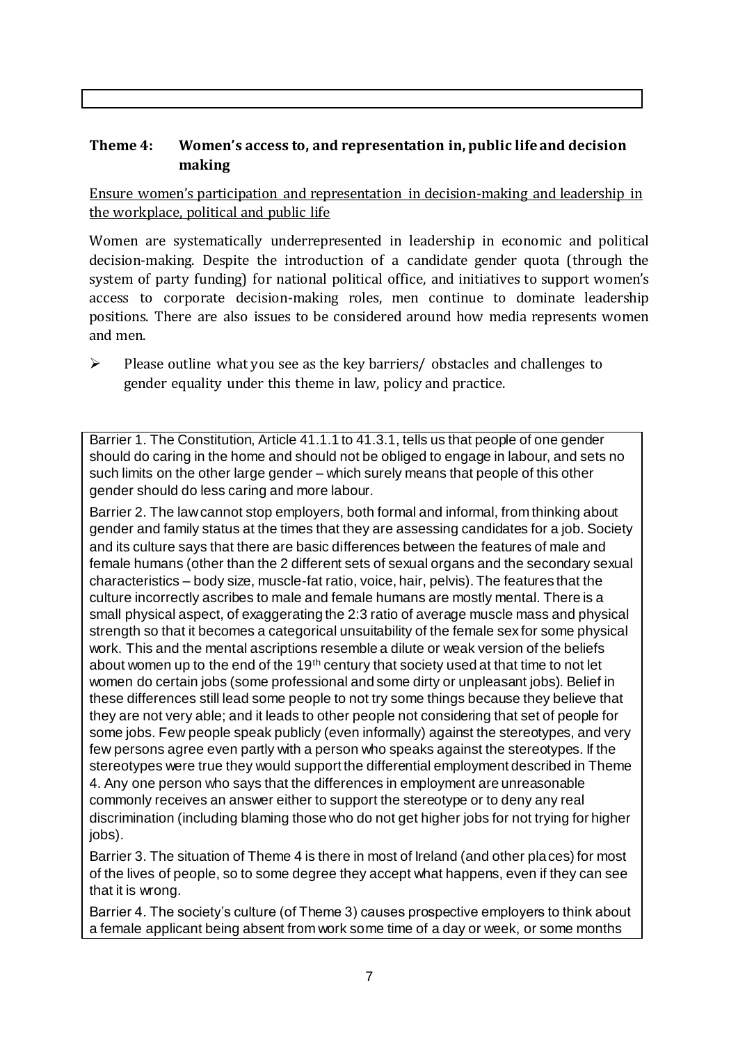**Theme 4: Women's access to, and representation in, public life and decision making**

Ensure women's participation and representation in decision-making and leadership in the workplace, political and public life

Women are systematically underrepresented in leadership in economic and political decision-making. Despite the introduction of a candidate gender quota (through the system of party funding) for national political office, and initiatives to support women's access to corporate decision-making roles, men continue to dominate leadership positions. There are also issues to be considered around how media represents women and men.

- Please outline what you see as the key barriers/ obstacles and challenges to gender equality under this theme in law, policy and practice.

Barrier 1. The Constitution, Article 41.1.1 to 41.3.1, tells us that people of one gender should do caring in the home and should not be obliged to engage in labour, and sets no such limits on the other large gender – which surely means that people of this other gender should do less caring and more labour.

Barrier 2. The law cannot stop employers, both formal and informal, from thinking about gender and family status at the times that they are assessing candidates for a job. Society and its culture says that there are basic differences between the features of male and female humans (other than the 2 different sets of sexual organs and the secondary sexual characteristics – body size, muscle-fat ratio, voice, hair, pelvis). The features that the culture incorrectly ascribes to male and female humans are mostly mental. There is a small physical aspect, of exaggerating the 2:3 ratio of average muscle mass and physical strength so that it becomes a categorical unsuitability of the female sex for some physical work. This and the mental ascriptions resemble a dilute or weak version of the beliefs about women up to the end of the 19th century that society used at that time to not let women do certain jobs (some professional and some dirty or unpleasant jobs). Belief in these differences still lead some people to not try some things because they believe that they are not very able; and it leads to other people not considering that set of people for some jobs. Few people speak publicly (even informally) against the stereotypes, and very few persons agree even partly with a person who speaks against the stereotypes. If the stereotypes were true they would support the differential employment described in Theme 4. Any one person who says that the differences in employment are unreasonable commonly receives an answer either to support the stereotype or to deny any real discrimination (including blaming those who do not get higher jobs for not trying for higher jobs).

Barrier 3. The situation of Theme 4 is there in most of Ireland (and other places) for most of the lives of people, so to some degree they accept what happens, even if they can see that it is wrong.

Barrier 4. The society's culture (of Theme 3) causes prospective employers to think about a female applicant being absent from work some time of a day or week, or some months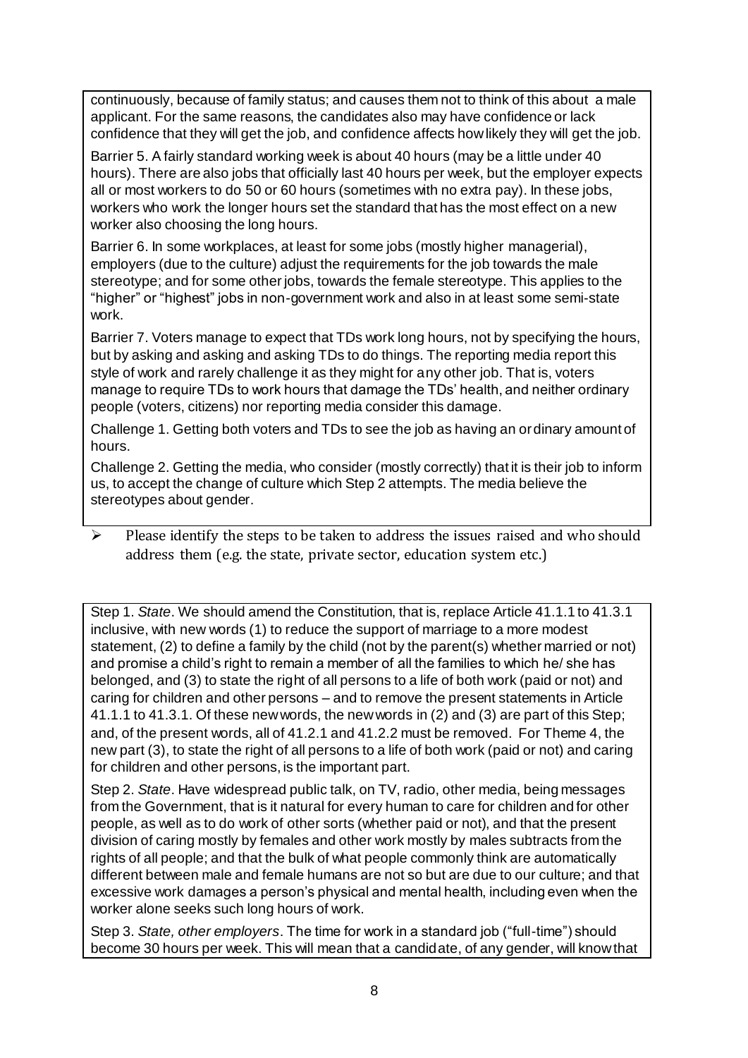continuously, because of family status; and causes them not to think of this about a male applicant. For the same reasons, the candidates also may have confidence or lack confidence that they will get the job, and confidence affects how likely they will get the job.

Barrier 5. A fairly standard working week is about 40 hours (may be a little under 40 hours). There are also jobs that officially last 40 hours per week, but the employer expects all or most workers to do 50 or 60 hours (sometimes with no extra pay). In these jobs, workers who work the longer hours set the standard that has the most effect on a new worker also choosing the long hours.

Barrier 6. In some workplaces, at least for some jobs (mostly higher managerial), employers (due to the culture) adjust the requirements for the job towards the male stereotype; and for some other jobs, towards the female stereotype. This applies to the "higher" or "highest" jobs in non-government work and also in at least some semi-state work.

Barrier 7. Voters manage to expect that TDs work long hours, not by specifying the hours, but by asking and asking and asking TDs to do things. The reporting media report this style of work and rarely challenge it as they might for any other job. That is, voters manage to require TDs to work hours that damage the TDs' health, and neither ordinary people (voters, citizens) nor reporting media consider this damage.

Challenge 1. Getting both voters and TDs to see the job as having an ordinary amount of hours.

Challenge 2. Getting the media, who consider (mostly correctly) that it is their job to inform us, to accept the change of culture which Step 2 attempts. The media believe the stereotypes about gender.

- Please identify the steps to be taken to address the issues raised and who should address them (e.g. the state, private sector, education system etc.)

Step 1. *State*. We should amend the Constitution, that is, replace Article 41.1.1 to 41.3.1 inclusive, with new words (1) to reduce the support of marriage to a more modest statement, (2) to define a family by the child (not by the parent(s) whether married or not) and promise a child's right to remain a member of all the families to which he/ she has belonged, and (3) to state the right of all persons to a life of both work (paid or not) and caring for children and other persons – and to remove the present statements in Article 41.1.1 to 41.3.1. Of these new words, the new words in (2) and (3) are part of this Step; and, of the present words, all of 41.2.1 and 41.2.2 must be removed. For Theme 4, the new part (3), to state the right of all persons to a life of both work (paid or not) and caring for children and other persons, is the important part.

Step 2. *State*. Have widespread public talk, on TV, radio, other media, being messages from the Government, that is it natural for every human to care for children and for other people, as well as to do work of other sorts (whether paid or not), and that the present division of caring mostly by females and other work mostly by males subtracts from the rights of all people; and that the bulk of what people commonly think are automatically different between male and female humans are not so but are due to our culture; and that excessive work damages a person's physical and mental health, including even when the worker alone seeks such long hours of work.

Step 3. *State, other employers*. The time for work in a standard job ("full-time") should become 30 hours per week. This will mean that a candidate, of any gender, will know that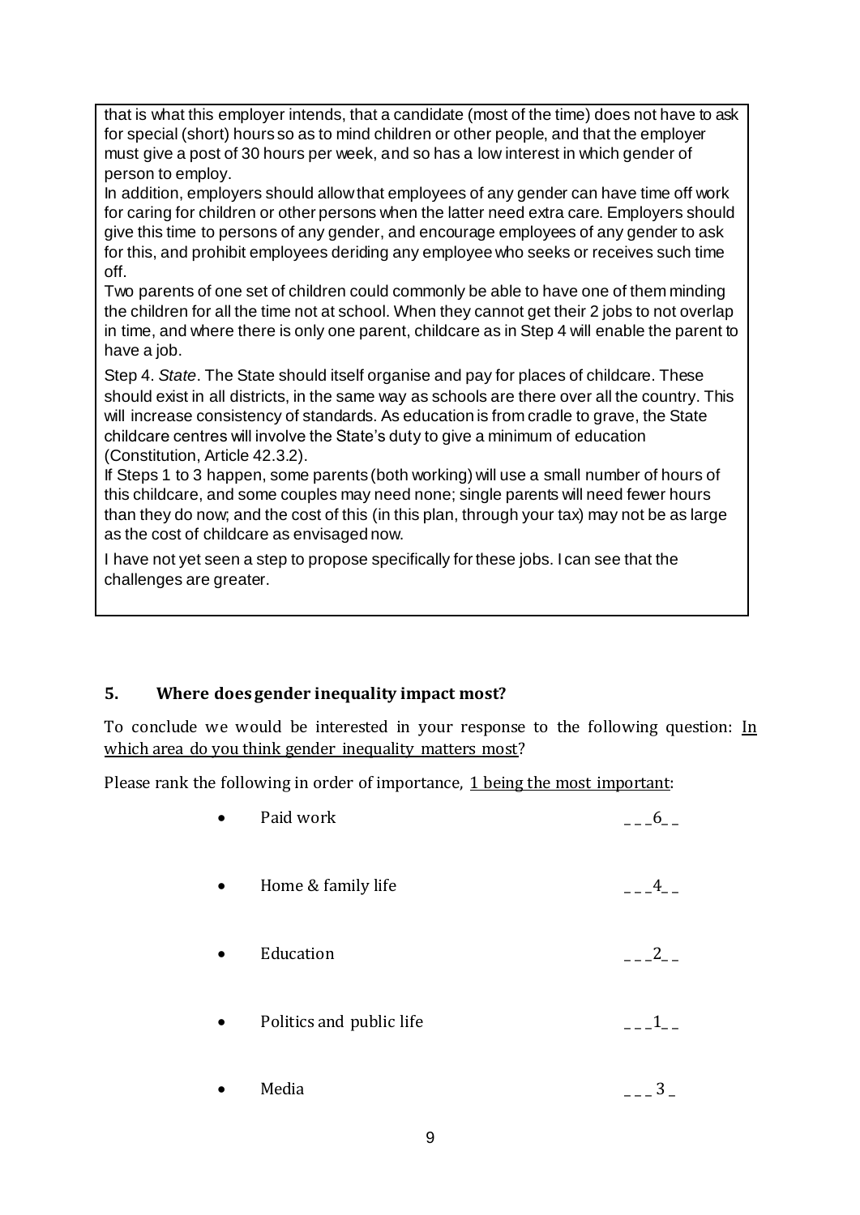that is what this employer intends, that a candidate (most of the time) does not have to ask for special (short) hours so as to mind children or other people, and that the employer must give a post of 30 hours per week, and so has a low interest in which gender of person to employ.

In addition, employers should allow that employees of any gender can have time off work for caring for children or other persons when the latter need extra care. Employers should give this time to persons of any gender, and encourage employees of any gender to ask for this, and prohibit employees deriding any employee who seeks or receives such time off.

Two parents of one set of children could commonly be able to have one of them minding the children for all the time not at school. When they cannot get their 2 jobs to not overlap in time, and where there is only one parent, childcare as in Step 4 will enable the parent to have a job.

Step 4. *State*. The State should itself organise and pay for places of childcare. These should exist in all districts, in the same way as schools are there over all the country. This will increase consistency of standards. As education is from cradle to grave, the State childcare centres will involve the State's duty to give a minimum of education (Constitution, Article 42.3.2).

If Steps 1 to 3 happen, some parents (both working) will use a small number of hours of this childcare, and some couples may need none; single parents will need fewer hours than they do now; and the cost of this (in this plan, through your tax) may not be as large as the cost of childcare as envisaged now.

I have not yet seen a step to propose specifically for these jobs. I can see that the challenges are greater.

## 5. Where does gender inequality impact most?

To conclude we would be interested in your response to the following question: In which area do you think gender inequality matters most?

Please rank the following in order of importance, 1 being the most important:

- Paid work ___6__
- Home & family life ___4__
- Education ___2__
- Politics and public life ___1__
- Media ___3_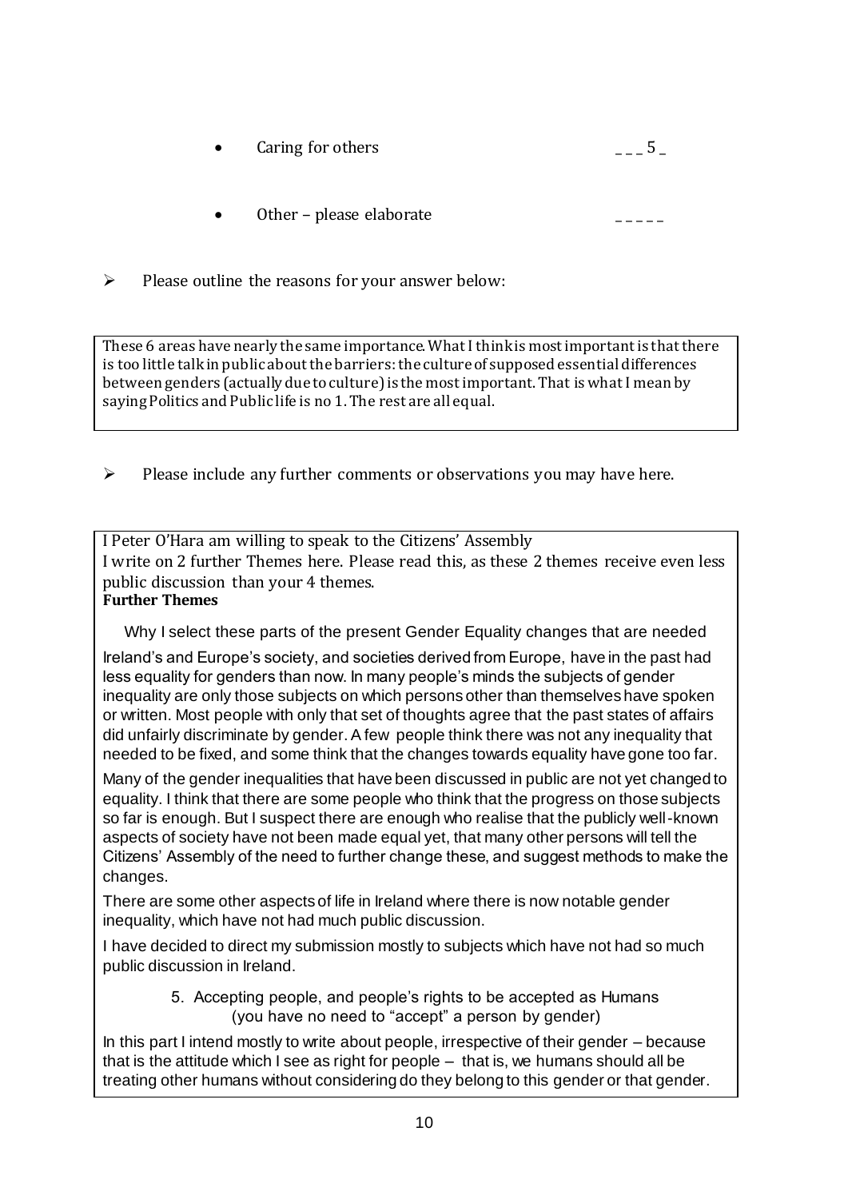- Caring for others ___5_

- Other – please elaborate _____

➢ Please outline the reasons for your answer below:

These 6 areas have nearly the same importance. What I think is most important is that there is too little talk in public about the barriers: the culture of supposed essential differences between genders (actually due to culture) is the most important. That is what I mean by saying Politics and Public life is no 1. The rest are all equal.

➢ Please include any further comments or observations you may have here.

I Peter O'Hara am willing to speak to the Citizens' Assembly
I write on 2 further Themes here. Please read this, as these 2 themes receive even less public discussion than your 4 themes.

**Further Themes**

Why I select these parts of the present Gender Equality changes that are needed

Ireland's and Europe's society, and societies derived from Europe, have in the past had less equality for genders than now. In many people's minds the subjects of gender inequality are only those subjects on which persons other than themselves have spoken or written. Most people with only that set of thoughts agree that the past states of affairs did unfairly discriminate by gender. A few people think there was not any inequality that needed to be fixed, and some think that the changes towards equality have gone too far.

Many of the gender inequalities that have been discussed in public are not yet changed to equality. I think that there are some people who think that the progress on those subjects so far is enough. But I suspect there are enough who realise that the publicly well-known aspects of society have not been made equal yet, that many other persons will tell the Citizens' Assembly of the need to further change these, and suggest methods to make the changes.

There are some other aspects of life in Ireland where there is now notable gender inequality, which have not had much public discussion.

I have decided to direct my submission mostly to subjects which have not had so much public discussion in Ireland.

5. Accepting people, and people's rights to be accepted as Humans (you have no need to "accept" a person by gender)

In this part I intend mostly to write about people, irrespective of their gender – because that is the attitude which I see as right for people – that is, we humans should all be treating other humans without considering do they belong to this gender or that gender.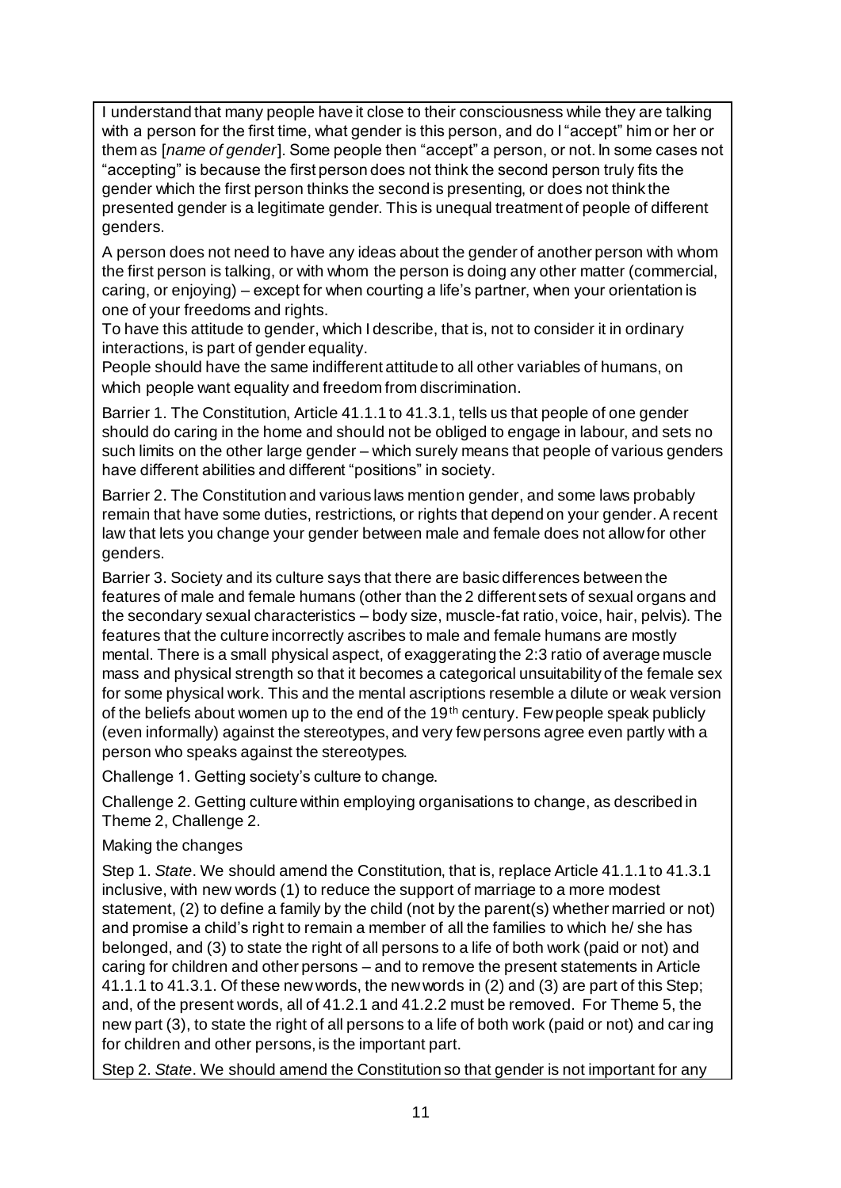I understand that many people have it close to their consciousness while they are talking with a person for the first time, what gender is this person, and do I "accept" him or her or them as [*name of gender*]. Some people then "accept" a person, or not. In some cases not "accepting" is because the first person does not think the second person truly fits the gender which the first person thinks the second is presenting, or does not think the presented gender is a legitimate gender. This is unequal treatment of people of different genders.

A person does not need to have any ideas about the gender of another person with whom the first person is talking, or with whom the person is doing any other matter (commercial, caring, or enjoying) – except for when courting a life's partner, when your orientation is one of your freedoms and rights.

To have this attitude to gender, which I describe, that is, not to consider it in ordinary interactions, is part of gender equality.

People should have the same indifferent attitude to all other variables of humans, on which people want equality and freedom from discrimination.

Barrier 1. The Constitution, Article 41.1.1 to 41.3.1, tells us that people of one gender should do caring in the home and should not be obliged to engage in labour, and sets no such limits on the other large gender – which surely means that people of various genders have different abilities and different "positions" in society.

Barrier 2. The Constitution and various laws mention gender, and some laws probably remain that have some duties, restrictions, or rights that depend on your gender. A recent law that lets you change your gender between male and female does not allow for other genders.

Barrier 3. Society and its culture says that there are basic differences between the features of male and female humans (other than the 2 different sets of sexual organs and the secondary sexual characteristics – body size, muscle-fat ratio, voice, hair, pelvis). The features that the culture incorrectly ascribes to male and female humans are mostly mental. There is a small physical aspect, of exaggerating the 2:3 ratio of average muscle mass and physical strength so that it becomes a categorical unsuitability of the female sex for some physical work. This and the mental ascriptions resemble a dilute or weak version of the beliefs about women up to the end of the 19th century. Few people speak publicly (even informally) against the stereotypes, and very few persons agree even partly with a person who speaks against the stereotypes.

Challenge 1. Getting society's culture to change.

Challenge 2. Getting culture within employing organisations to change, as described in Theme 2, Challenge 2.

Making the changes

Step 1. *State*. We should amend the Constitution, that is, replace Article 41.1.1 to 41.3.1 inclusive, with new words (1) to reduce the support of marriage to a more modest statement, (2) to define a family by the child (not by the parent(s) whether married or not) and promise a child's right to remain a member of all the families to which he/ she has belonged, and (3) to state the right of all persons to a life of both work (paid or not) and caring for children and other persons – and to remove the present statements in Article 41.1.1 to 41.3.1. Of these new words, the new words in (2) and (3) are part of this Step; and, of the present words, all of 41.2.1 and 41.2.2 must be removed. For Theme 5, the new part (3), to state the right of all persons to a life of both work (paid or not) and caring for children and other persons, is the important part.

Step 2. *State*. We should amend the Constitution so that gender is not important for any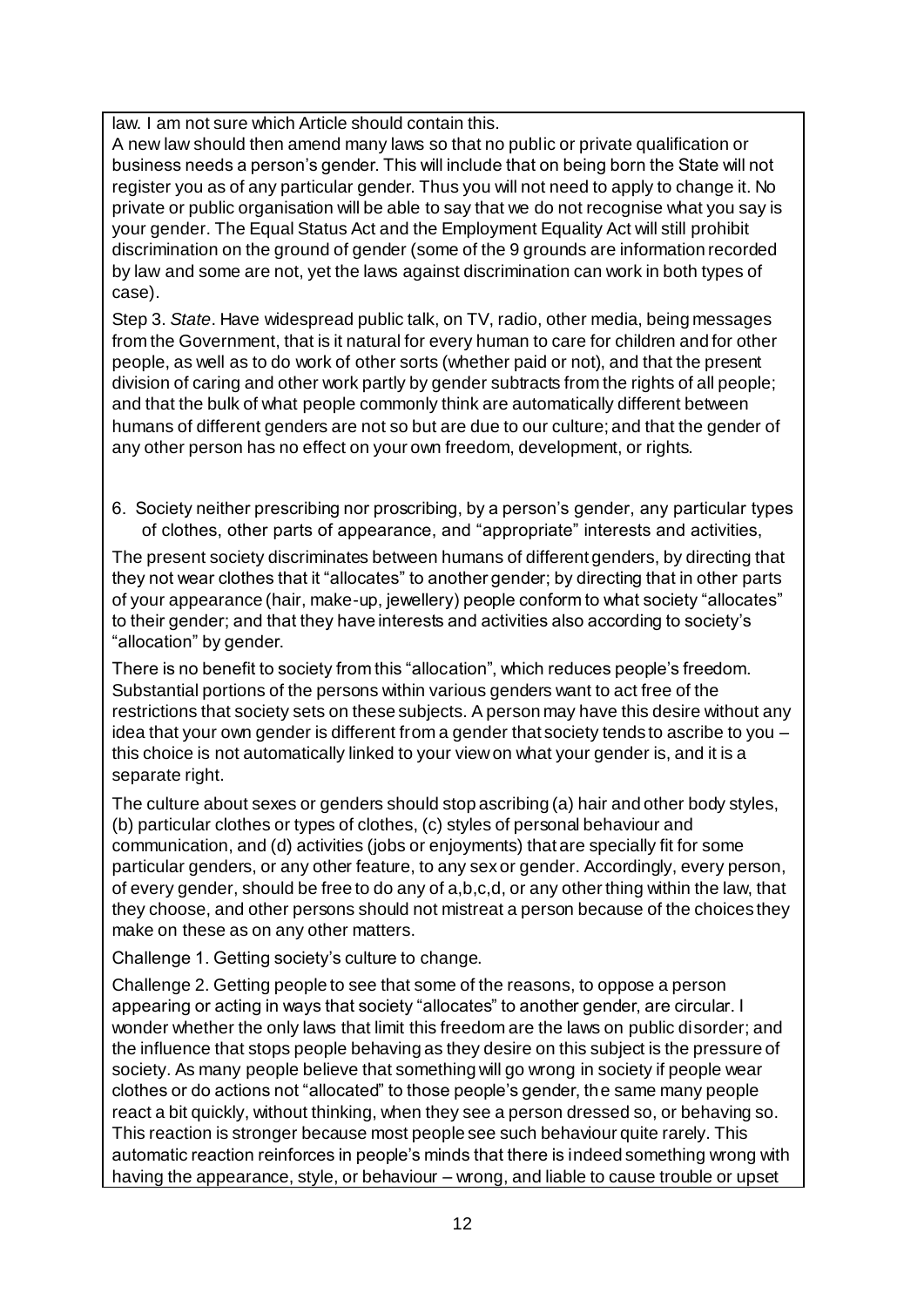law. I am not sure which Article should contain this.

A new law should then amend many laws so that no public or private qualification or business needs a person's gender. This will include that on being born the State will not register you as of any particular gender. Thus you will not need to apply to change it. No private or public organisation will be able to say that we do not recognise what you say is your gender. The Equal Status Act and the Employment Equality Act will still prohibit discrimination on the ground of gender (some of the 9 grounds are information recorded by law and some are not, yet the laws against discrimination can work in both types of case).

Step 3. *State*. Have widespread public talk, on TV, radio, other media, being messages from the Government, that is it natural for every human to care for children and for other people, as well as to do work of other sorts (whether paid or not), and that the present division of caring and other work partly by gender subtracts from the rights of all people; and that the bulk of what people commonly think are automatically different between humans of different genders are not so but are due to our culture; and that the gender of any other person has no effect on your own freedom, development, or rights.

6. Society neither prescribing nor proscribing, by a person's gender, any particular types of clothes, other parts of appearance, and "appropriate" interests and activities,

The present society discriminates between humans of different genders, by directing that they not wear clothes that it "allocates" to another gender; by directing that in other parts of your appearance (hair, make-up, jewellery) people conform to what society "allocates" to their gender; and that they have interests and activities also according to society's "allocation" by gender.

There is no benefit to society from this "allocation", which reduces people's freedom. Substantial portions of the persons within various genders want to act free of the restrictions that society sets on these subjects. A person may have this desire without any idea that your own gender is different from a gender that society tends to ascribe to you – this choice is not automatically linked to your view on what your gender is, and it is a separate right.

The culture about sexes or genders should stop ascribing (a) hair and other body styles, (b) particular clothes or types of clothes, (c) styles of personal behaviour and communication, and (d) activities (jobs or enjoyments) that are specially fit for some particular genders, or any other feature, to any sex or gender. Accordingly, every person, of every gender, should be free to do any of a,b,c,d, or any other thing within the law, that they choose, and other persons should not mistreat a person because of the choices they make on these as on any other matters.

Challenge 1. Getting society's culture to change.

Challenge 2. Getting people to see that some of the reasons, to oppose a person appearing or acting in ways that society "allocates" to another gender, are circular. I wonder whether the only laws that limit this freedom are the laws on public disorder; and the influence that stops people behaving as they desire on this subject is the pressure of society. As many people believe that something will go wrong in society if people wear clothes or do actions not "allocated" to those people's gender, the same many people react a bit quickly, without thinking, when they see a person dressed so, or behaving so. This reaction is stronger because most people see such behaviour quite rarely. This automatic reaction reinforces in people's minds that there is indeed something wrong with having the appearance, style, or behaviour – wrong, and liable to cause trouble or upset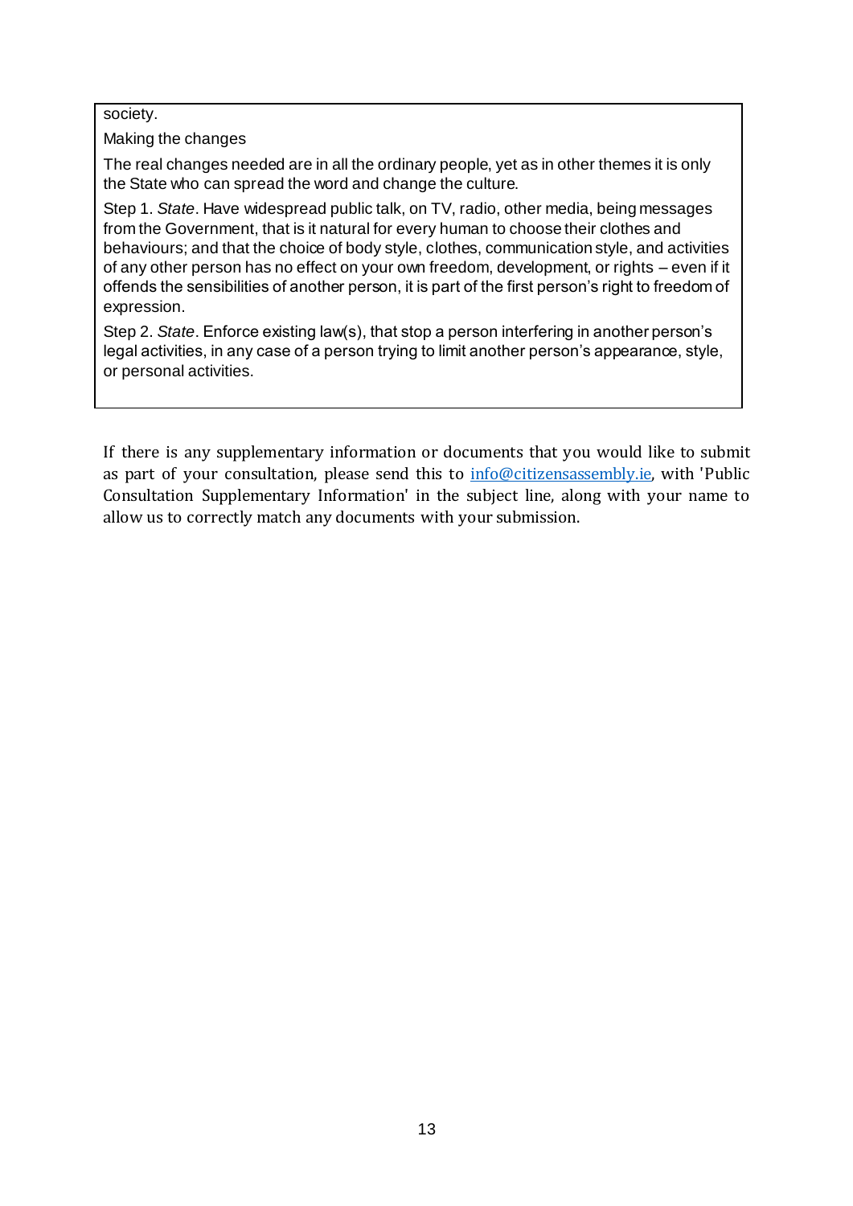society.

Making the changes

The real changes needed are in all the ordinary people, yet as in other themes it is only the State who can spread the word and change the culture.

Step 1. *State*. Have widespread public talk, on TV, radio, other media, being messages from the Government, that is it natural for every human to choose their clothes and behaviours; and that the choice of body style, clothes, communication style, and activities of any other person has no effect on your own freedom, development, or rights – even if it offends the sensibilities of another person, it is part of the first person's right to freedom of expression.

Step 2. *State*. Enforce existing law(s), that stop a person interfering in another person's legal activities, in any case of a person trying to limit another person's appearance, style, or personal activities.

If there is any supplementary information or documents that you would like to submit as part of your consultation, please send this to [info@citizensassembly.ie](mailto:info@citizensassembly.ie), with 'Public Consultation Supplementary Information' in the subject line, along with your name to allow us to correctly match any documents with your submission.